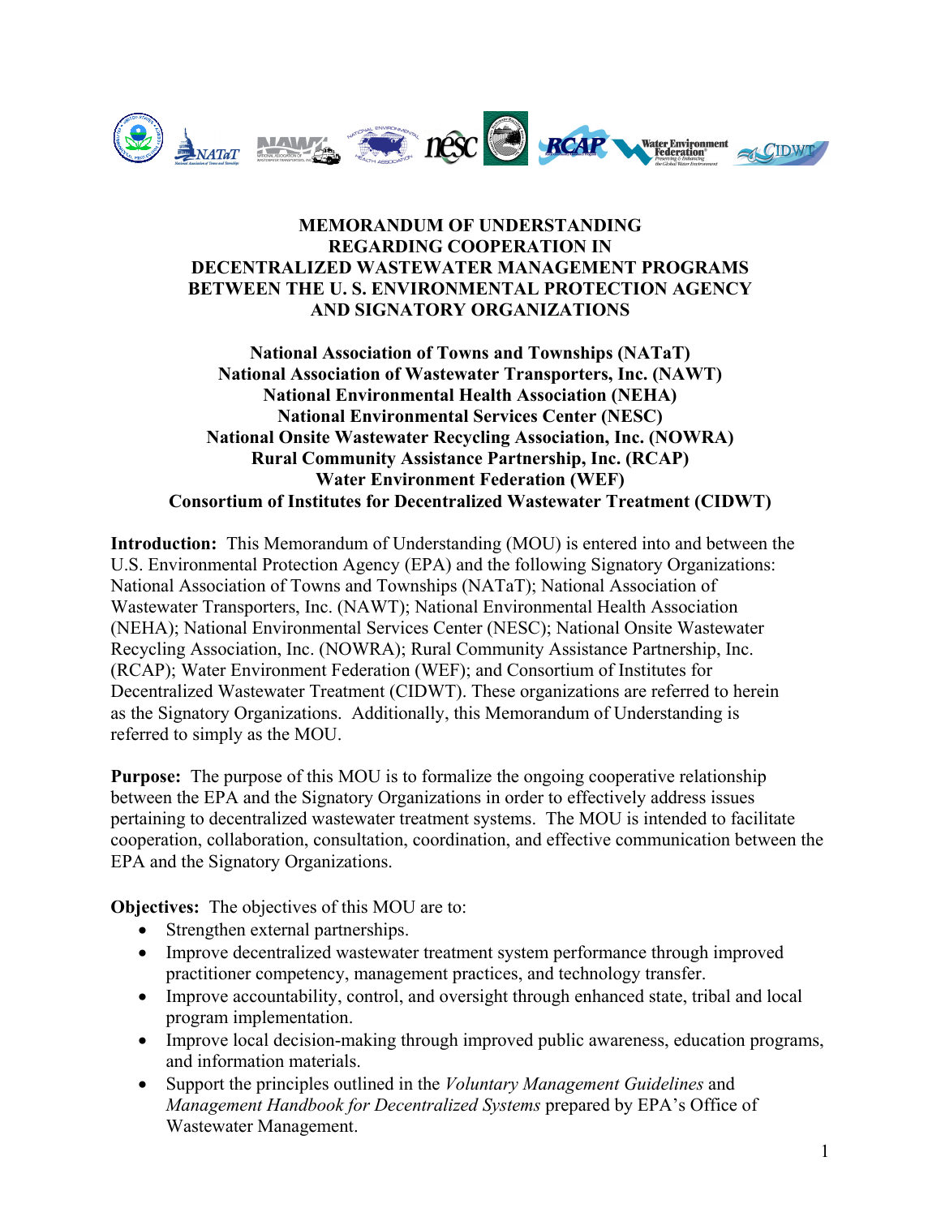# MEMORANDUM OF UNDERSTANDING REGARDING COOPERATION IN DECENTRALIZED WASTEWATER MANAGEMENT PROGRAMS BETWEEN THE U. S. ENVIRONMENTAL PROTECTION AGENCY AND SIGNATORY ORGANIZATIONS

**National Association of Towns and Townships (NATaT)**
**National Association of Wastewater Transporters, Inc. (NAWT)**
**National Environmental Health Association (NEHA)**
**National Environmental Services Center (NESC)**
**National Onsite Wastewater Recycling Association, Inc. (NOWRA)**
**Rural Community Assistance Partnership, Inc. (RCAP)**
**Water Environment Federation (WEF)**
**Consortium of Institutes for Decentralized Wastewater Treatment (CIDWT)**

**Introduction:** This Memorandum of Understanding (MOU) is entered into and between the U.S. Environmental Protection Agency (EPA) and the following Signatory Organizations: National Association of Towns and Townships (NATaT); National Association of Wastewater Transporters, Inc. (NAWT); National Environmental Health Association (NEHA); National Environmental Services Center (NESC); National Onsite Wastewater Recycling Association, Inc. (NOWRA); Rural Community Assistance Partnership, Inc. (RCAP); Water Environment Federation (WEF); and Consortium of Institutes for Decentralized Wastewater Treatment (CIDWT). These organizations are referred to herein as the Signatory Organizations. Additionally, this Memorandum of Understanding is referred to simply as the MOU.

**Purpose:** The purpose of this MOU is to formalize the ongoing cooperative relationship between the EPA and the Signatory Organizations in order to effectively address issues pertaining to decentralized wastewater treatment systems. The MOU is intended to facilitate cooperation, collaboration, consultation, coordination, and effective communication between the EPA and the Signatory Organizations.

**Objectives:** The objectives of this MOU are to:

- Strengthen external partnerships.
- Improve decentralized wastewater treatment system performance through improved practitioner competency, management practices, and technology transfer.
- Improve accountability, control, and oversight through enhanced state, tribal and local program implementation.
- Improve local decision-making through improved public awareness, education programs, and information materials.
- Support the principles outlined in the *Voluntary Management Guidelines* and *Management Handbook for Decentralized Systems* prepared by EPA's Office of Wastewater Management.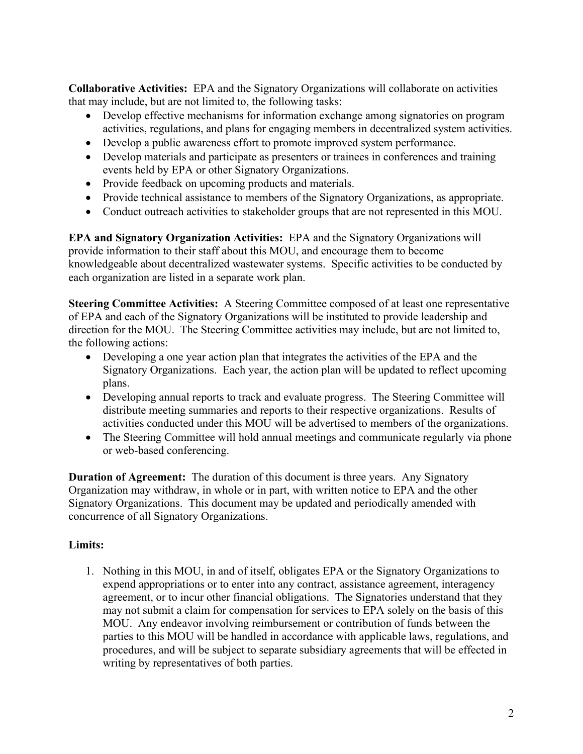**Collaborative Activities:** EPA and the Signatory Organizations will collaborate on activities that may include, but are not limited to, the following tasks:

- Develop effective mechanisms for information exchange among signatories on program activities, regulations, and plans for engaging members in decentralized system activities.
- Develop a public awareness effort to promote improved system performance.
- Develop materials and participate as presenters or trainees in conferences and training events held by EPA or other Signatory Organizations.
- Provide feedback on upcoming products and materials.
- Provide technical assistance to members of the Signatory Organizations, as appropriate.
- Conduct outreach activities to stakeholder groups that are not represented in this MOU.

**EPA and Signatory Organization Activities:** EPA and the Signatory Organizations will provide information to their staff about this MOU, and encourage them to become knowledgeable about decentralized wastewater systems. Specific activities to be conducted by each organization are listed in a separate work plan.

**Steering Committee Activities:** A Steering Committee composed of at least one representative of EPA and each of the Signatory Organizations will be instituted to provide leadership and direction for the MOU. The Steering Committee activities may include, but are not limited to, the following actions:

- Developing a one year action plan that integrates the activities of the EPA and the Signatory Organizations. Each year, the action plan will be updated to reflect upcoming plans.
- Developing annual reports to track and evaluate progress. The Steering Committee will distribute meeting summaries and reports to their respective organizations. Results of activities conducted under this MOU will be advertised to members of the organizations.
- The Steering Committee will hold annual meetings and communicate regularly via phone or web-based conferencing.

**Duration of Agreement:** The duration of this document is three years. Any Signatory Organization may withdraw, in whole or in part, with written notice to EPA and the other Signatory Organizations. This document may be updated and periodically amended with concurrence of all Signatory Organizations.

**Limits:**

1. Nothing in this MOU, in and of itself, obligates EPA or the Signatory Organizations to expend appropriations or to enter into any contract, assistance agreement, interagency agreement, or to incur other financial obligations. The Signatories understand that they may not submit a claim for compensation for services to EPA solely on the basis of this MOU. Any endeavor involving reimbursement or contribution of funds between the parties to this MOU will be handled in accordance with applicable laws, regulations, and procedures, and will be subject to separate subsidiary agreements that will be effected in writing by representatives of both parties.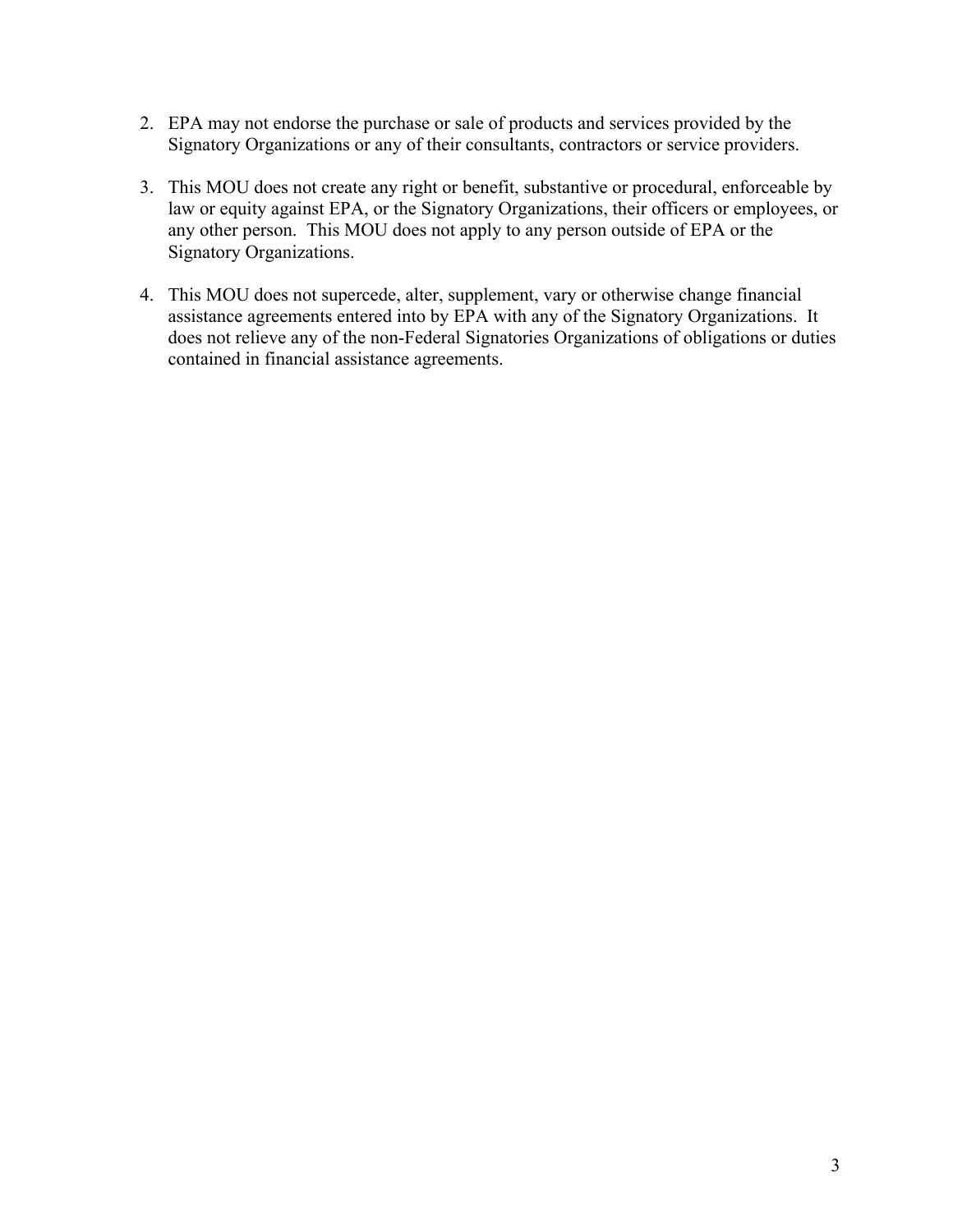2. EPA may not endorse the purchase or sale of products and services provided by the Signatory Organizations or any of their consultants, contractors or service providers.

3. This MOU does not create any right or benefit, substantive or procedural, enforceable by law or equity against EPA, or the Signatory Organizations, their officers or employees, or any other person. This MOU does not apply to any person outside of EPA or the Signatory Organizations.

4. This MOU does not supercede, alter, supplement, vary or otherwise change financial assistance agreements entered into by EPA with any of the Signatory Organizations. It does not relieve any of the non-Federal Signatories Organizations of obligations or duties contained in financial assistance agreements.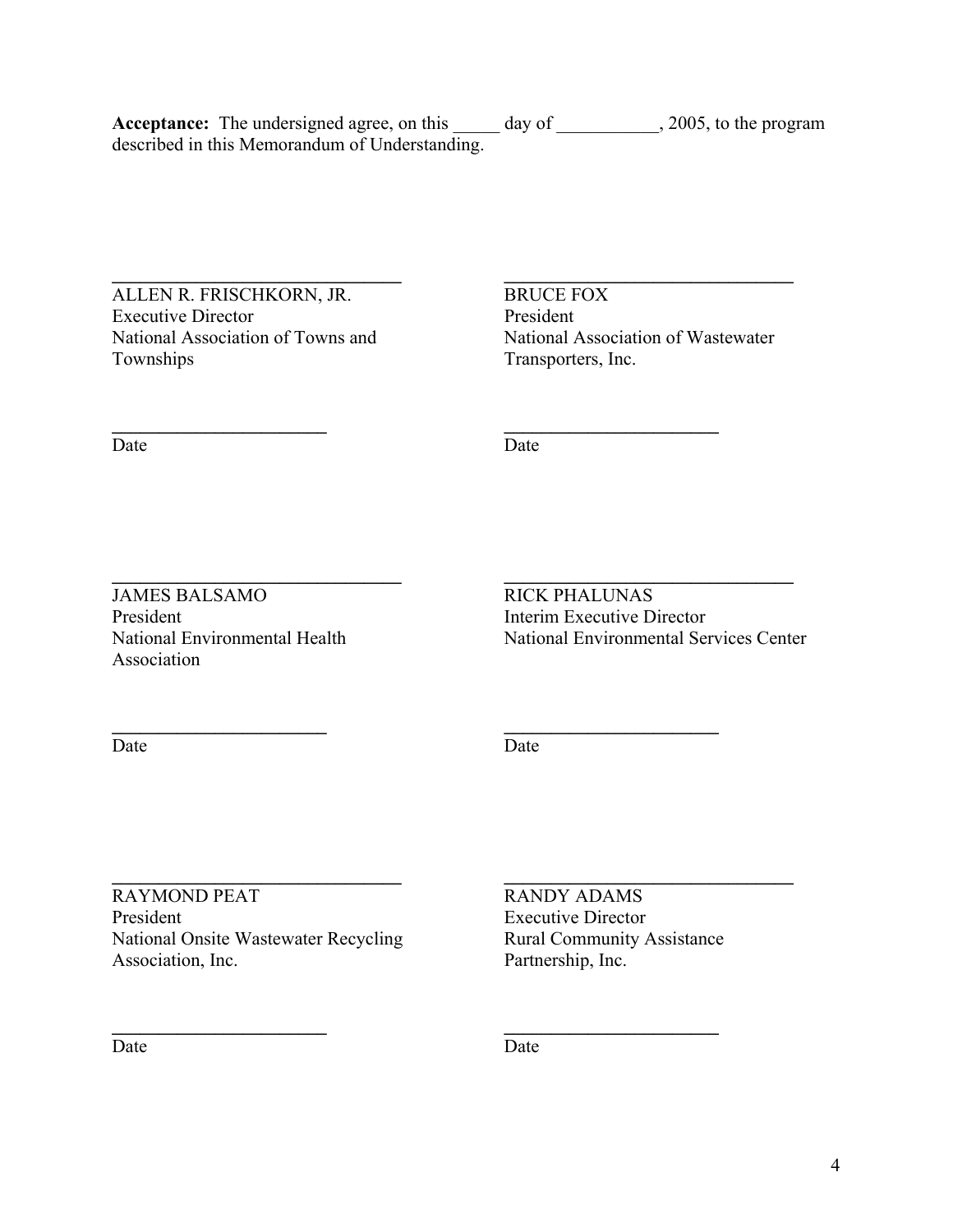**Acceptance:** The undersigned agree, on this _____ day of ___________, 2005, to the program described in this Memorandum of Understanding.

______________________________
ALLEN R. FRISCHKORN, JR.
Executive Director
National Association of Towns and Townships

______________________
Date

______________________________
BRUCE FOX
President
National Association of Wastewater Transporters, Inc.

______________________
Date

______________________________
JAMES BALSAMO
President
National Environmental Health Association

______________________
Date

______________________________
RICK PHALUNAS
Interim Executive Director
National Environmental Services Center

______________________
Date

______________________________
RAYMOND PEAT
President
National Onsite Wastewater Recycling Association, Inc.

______________________
Date

______________________________
RANDY ADAMS
Executive Director
Rural Community Assistance Partnership, Inc.

______________________
Date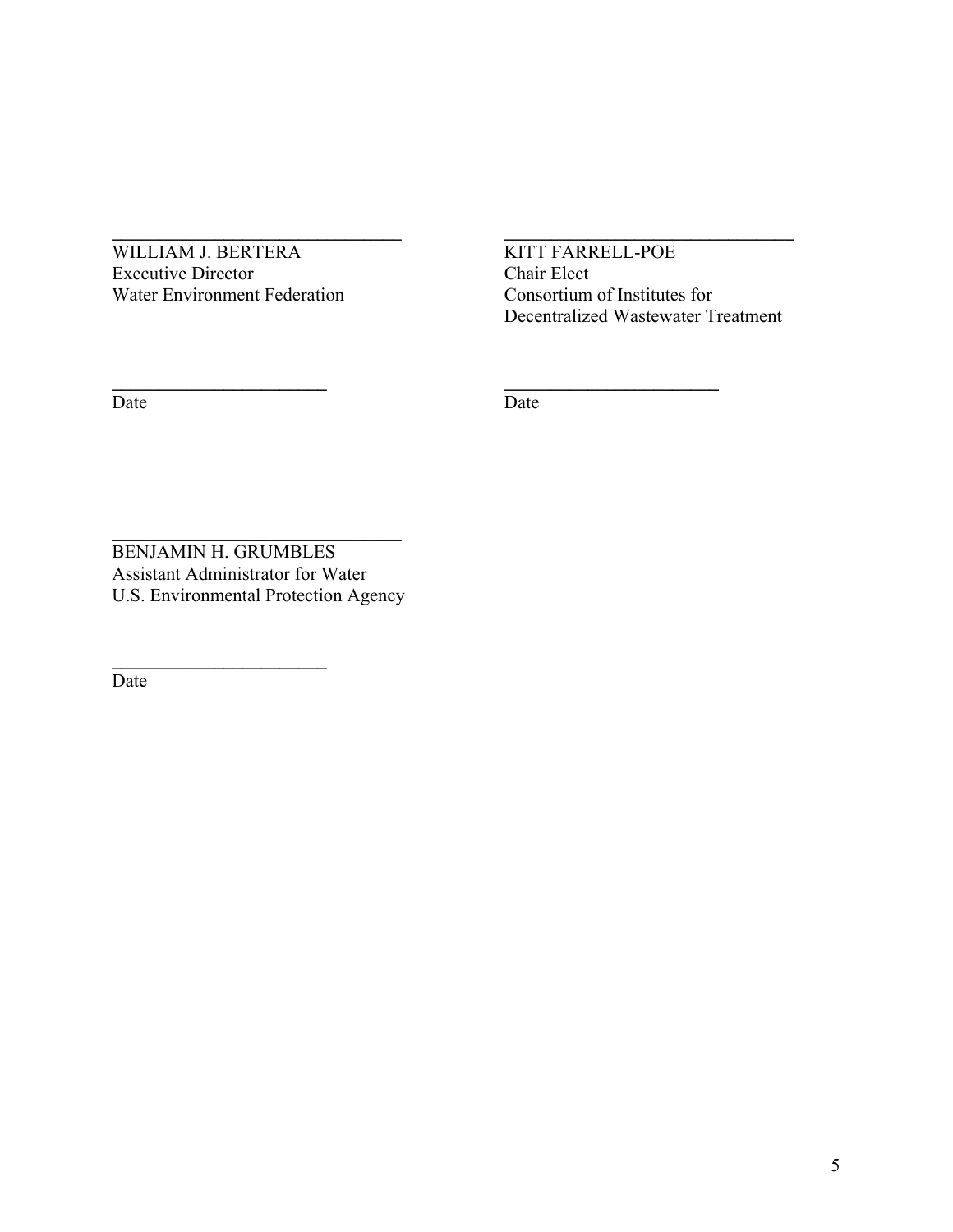\_\_\_\_\_\_\_\_\_\_\_\_\_\_\_\_\_\_\_\_\_\_\_\_\_\_\_\_\_\_
WILLIAM J. BERTERA
Executive Director
Water Environment Federation

\_\_\_\_\_\_\_\_\_\_\_\_\_\_\_\_\_\_\_\_\_\_
Date

\_\_\_\_\_\_\_\_\_\_\_\_\_\_\_\_\_\_\_\_\_\_\_\_\_\_\_\_\_\_
KITT FARRELL-POE
Chair Elect
Consortium of Institutes for
Decentralized Wastewater Treatment

\_\_\_\_\_\_\_\_\_\_\_\_\_\_\_\_\_\_\_\_\_\_
Date

\_\_\_\_\_\_\_\_\_\_\_\_\_\_\_\_\_\_\_\_\_\_\_\_\_\_\_\_\_\_
BENJAMIN H. GRUMBLES
Assistant Administrator for Water
U.S. Environmental Protection Agency

\_\_\_\_\_\_\_\_\_\_\_\_\_\_\_\_\_\_\_\_\_\_
Date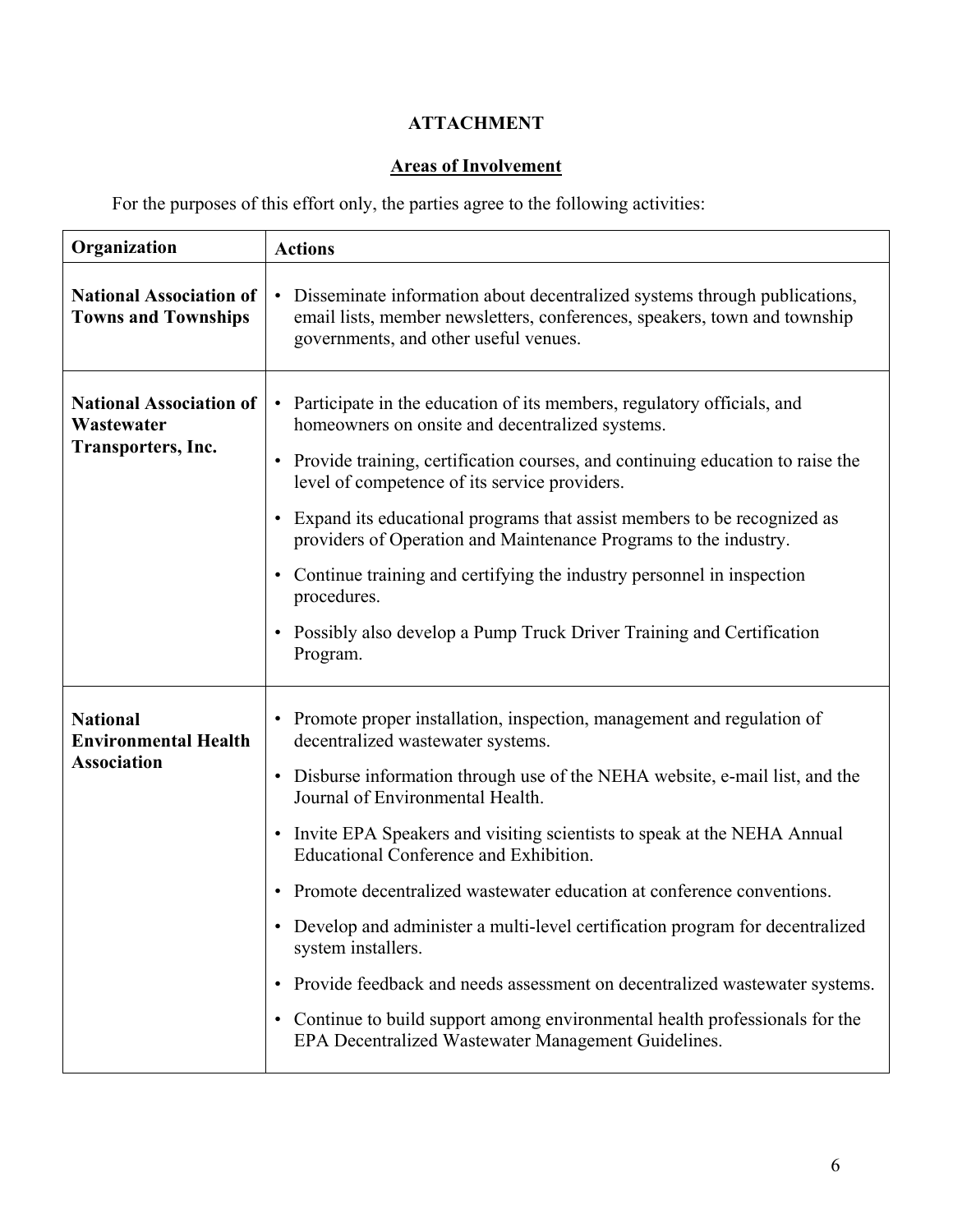# ATTACHMENT

## Areas of Involvement

For the purposes of this effort only, the parties agree to the following activities:

| Organization | Actions |
|---|---|
| **National Association of Towns and Townships** | • Disseminate information about decentralized systems through publications, email lists, member newsletters, conferences, speakers, town and township governments, and other useful venues. |
| **National Association of Wastewater Transporters, Inc.** | • Participate in the education of its members, regulatory officials, and homeowners on onsite and decentralized systems.<br>• Provide training, certification courses, and continuing education to raise the level of competence of its service providers.<br>• Expand its educational programs that assist members to be recognized as providers of Operation and Maintenance Programs to the industry.<br>• Continue training and certifying the industry personnel in inspection procedures.<br>• Possibly also develop a Pump Truck Driver Training and Certification Program. |
| **National Environmental Health Association** | • Promote proper installation, inspection, management and regulation of decentralized wastewater systems.<br>• Disburse information through use of the NEHA website, e-mail list, and the Journal of Environmental Health.<br>• Invite EPA Speakers and visiting scientists to speak at the NEHA Annual Educational Conference and Exhibition.<br>• Promote decentralized wastewater education at conference conventions.<br>• Develop and administer a multi-level certification program for decentralized system installers.<br>• Provide feedback and needs assessment on decentralized wastewater systems.<br>• Continue to build support among environmental health professionals for the EPA Decentralized Wastewater Management Guidelines. |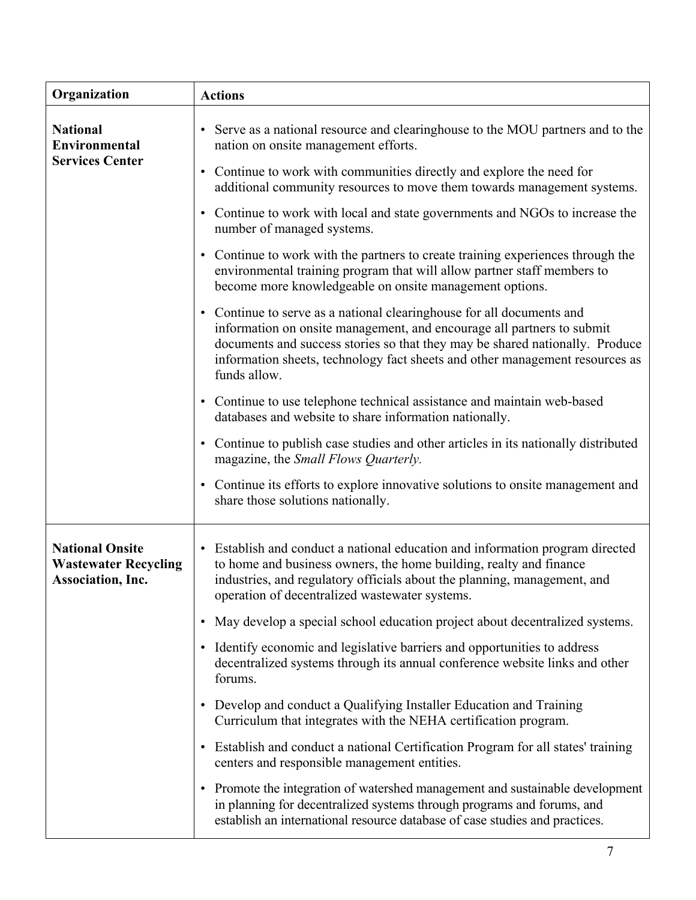| Organization | Actions |
|---|---|
| **National Environmental Services Center** | • Serve as a national resource and clearinghouse to the MOU partners and to the nation on onsite management efforts.<br>• Continue to work with communities directly and explore the need for additional community resources to move them towards management systems.<br>• Continue to work with local and state governments and NGOs to increase the number of managed systems.<br>• Continue to work with the partners to create training experiences through the environmental training program that will allow partner staff members to become more knowledgeable on onsite management options.<br>• Continue to serve as a national clearinghouse for all documents and information on onsite management, and encourage all partners to submit documents and success stories so that they may be shared nationally. Produce information sheets, technology fact sheets and other management resources as funds allow.<br>• Continue to use telephone technical assistance and maintain web-based databases and website to share information nationally.<br>• Continue to publish case studies and other articles in its nationally distributed magazine, the *Small Flows Quarterly.*<br>• Continue its efforts to explore innovative solutions to onsite management and share those solutions nationally. |
| **National Onsite Wastewater Recycling Association, Inc.** | • Establish and conduct a national education and information program directed to home and business owners, the home building, realty and finance industries, and regulatory officials about the planning, management, and operation of decentralized wastewater systems.<br>• May develop a special school education project about decentralized systems.<br>• Identify economic and legislative barriers and opportunities to address decentralized systems through its annual conference website links and other forums.<br>• Develop and conduct a Qualifying Installer Education and Training Curriculum that integrates with the NEHA certification program.<br>• Establish and conduct a national Certification Program for all states' training centers and responsible management entities.<br>• Promote the integration of watershed management and sustainable development in planning for decentralized systems through programs and forums, and establish an international resource database of case studies and practices. |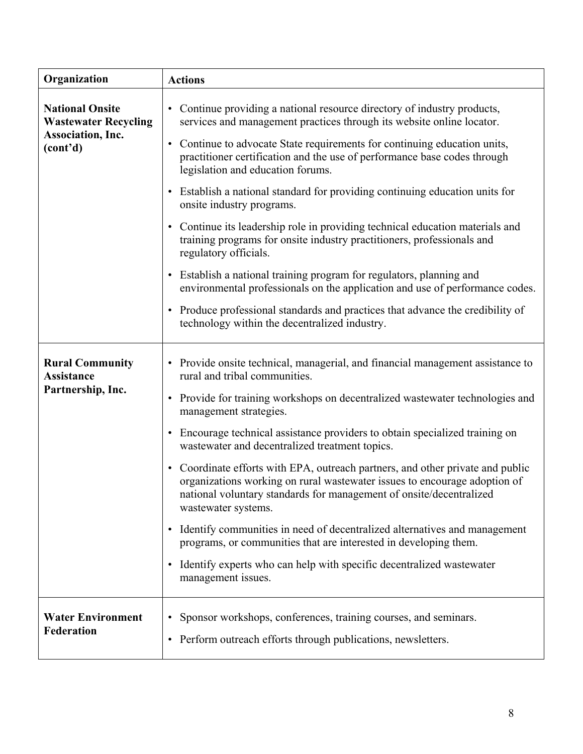| Organization | Actions |
|---|---|
| **National Onsite Wastewater Recycling Association, Inc. (cont'd)** | • Continue providing a national resource directory of industry products, services and management practices through its website online locator.<br>• Continue to advocate State requirements for continuing education units, practitioner certification and the use of performance base codes through legislation and education forums.<br>• Establish a national standard for providing continuing education units for onsite industry programs.<br>• Continue its leadership role in providing technical education materials and training programs for onsite industry practitioners, professionals and regulatory officials.<br>• Establish a national training program for regulators, planning and environmental professionals on the application and use of performance codes.<br>• Produce professional standards and practices that advance the credibility of technology within the decentralized industry. |
| **Rural Community Assistance Partnership, Inc.** | • Provide onsite technical, managerial, and financial management assistance to rural and tribal communities.<br>• Provide for training workshops on decentralized wastewater technologies and management strategies.<br>• Encourage technical assistance providers to obtain specialized training on wastewater and decentralized treatment topics.<br>• Coordinate efforts with EPA, outreach partners, and other private and public organizations working on rural wastewater issues to encourage adoption of national voluntary standards for management of onsite/decentralized wastewater systems.<br>• Identify communities in need of decentralized alternatives and management programs, or communities that are interested in developing them.<br>• Identify experts who can help with specific decentralized wastewater management issues. |
| **Water Environment Federation** | • Sponsor workshops, conferences, training courses, and seminars.<br>• Perform outreach efforts through publications, newsletters. |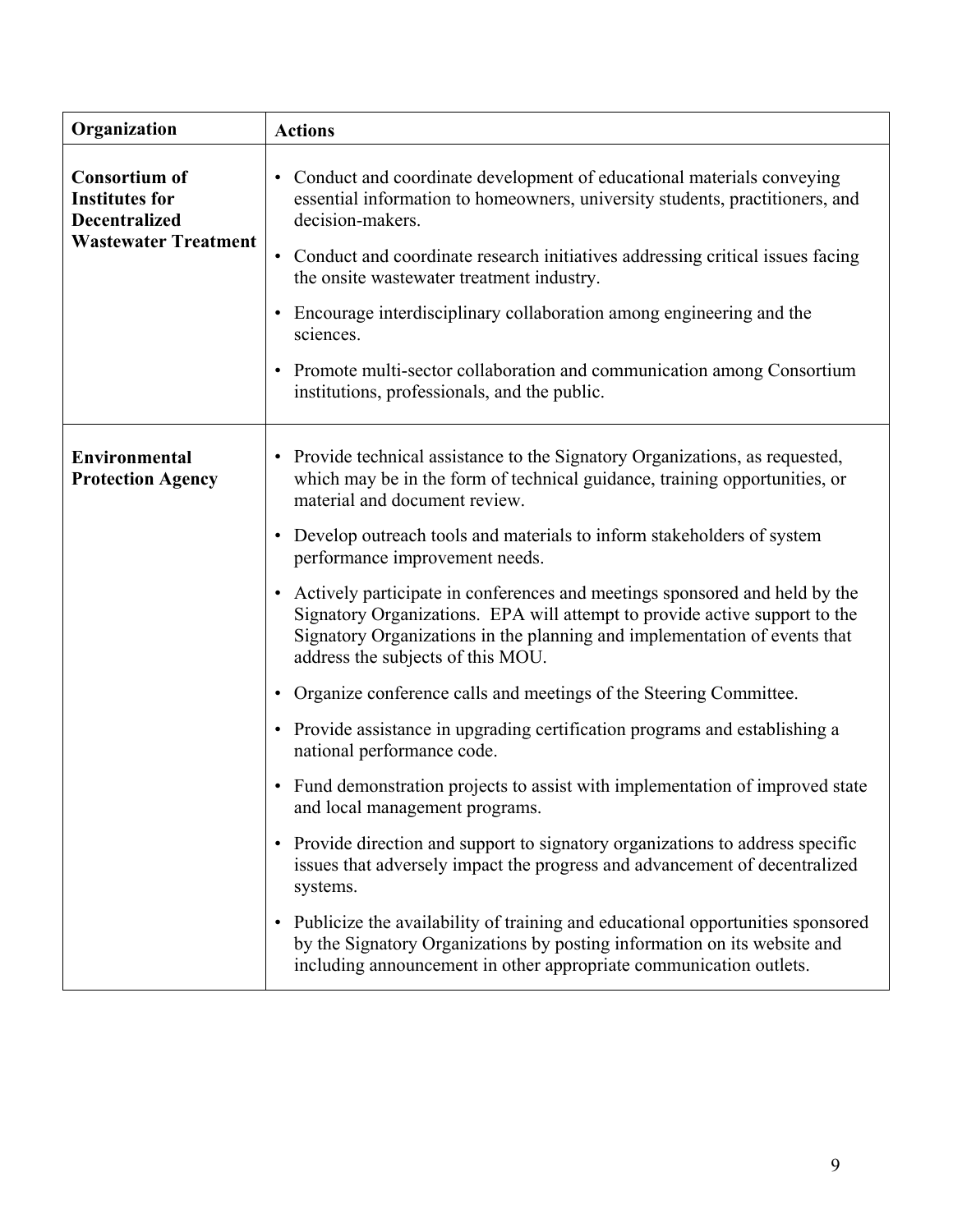| Organization | Actions |
| --- | --- |
| **Consortium of Institutes for Decentralized Wastewater Treatment** | • Conduct and coordinate development of educational materials conveying essential information to homeowners, university students, practitioners, and decision-makers.<br>• Conduct and coordinate research initiatives addressing critical issues facing the onsite wastewater treatment industry.<br>• Encourage interdisciplinary collaboration among engineering and the sciences.<br>• Promote multi-sector collaboration and communication among Consortium institutions, professionals, and the public. |
| **Environmental Protection Agency** | • Provide technical assistance to the Signatory Organizations, as requested, which may be in the form of technical guidance, training opportunities, or material and document review.<br>• Develop outreach tools and materials to inform stakeholders of system performance improvement needs.<br>• Actively participate in conferences and meetings sponsored and held by the Signatory Organizations. EPA will attempt to provide active support to the Signatory Organizations in the planning and implementation of events that address the subjects of this MOU.<br>• Organize conference calls and meetings of the Steering Committee.<br>• Provide assistance in upgrading certification programs and establishing a national performance code.<br>• Fund demonstration projects to assist with implementation of improved state and local management programs.<br>• Provide direction and support to signatory organizations to address specific issues that adversely impact the progress and advancement of decentralized systems.<br>• Publicize the availability of training and educational opportunities sponsored by the Signatory Organizations by posting information on its website and including announcement in other appropriate communication outlets. |